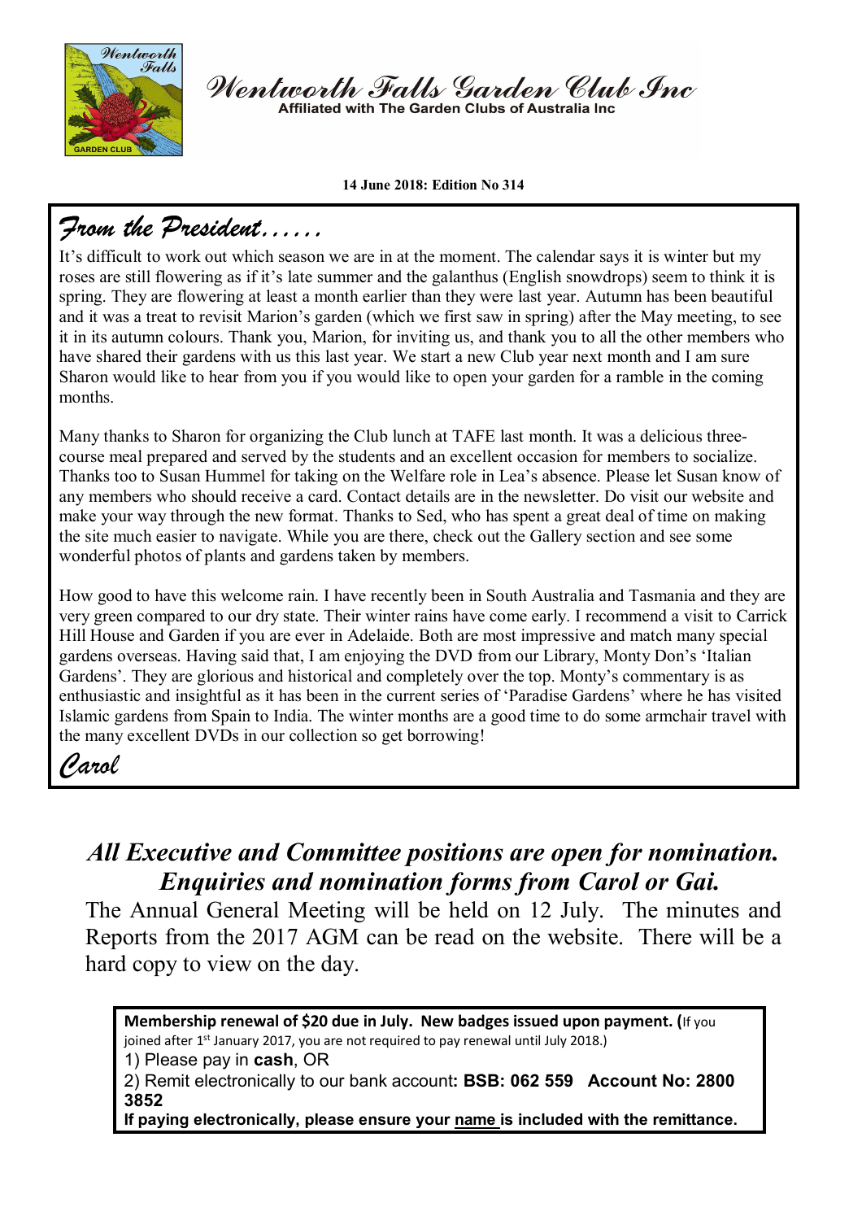# Wentworth Falls Garden Club Inc

Affiliated with The Garden Clubs of Australia Inc

**14 June 2018: Edition No 314**

## *From the President……*

It's difficult to work out which season we are in at the moment. The calendar says it is winter but my roses are still flowering as if it's late summer and the galanthus (English snowdrops) seem to think it is spring. They are flowering at least a month earlier than they were last year. Autumn has been beautiful and it was a treat to revisit Marion's garden (which we first saw in spring) after the May meeting, to see it in its autumn colours. Thank you, Marion, for inviting us, and thank you to all the other members who have shared their gardens with us this last year. We start a new Club year next month and I am sure Sharon would like to hear from you if you would like to open your garden for a ramble in the coming months.

Many thanks to Sharon for organizing the Club lunch at TAFE last month. It was a delicious three-course meal prepared and served by the students and an excellent occasion for members to socialize. Thanks too to Susan Hummel for taking on the Welfare role in Lea's absence. Please let Susan know of any members who should receive a card. Contact details are in the newsletter. Do visit our website and make your way through the new format. Thanks to Sed, who has spent a great deal of time on making the site much easier to navigate. While you are there, check out the Gallery section and see some wonderful photos of plants and gardens taken by members.

How good to have this welcome rain. I have recently been in South Australia and Tasmania and they are very green compared to our dry state. Their winter rains have come early. I recommend a visit to Carrick Hill House and Garden if you are ever in Adelaide. Both are most impressive and match many special gardens overseas. Having said that, I am enjoying the DVD from our Library, Monty Don's 'Italian Gardens'. They are glorious and historical and completely over the top. Monty's commentary is as enthusiastic and insightful as it has been in the current series of 'Paradise Gardens' where he has visited Islamic gardens from Spain to India. The winter months are a good time to do some armchair travel with the many excellent DVDs in our collection so get borrowing!

*Carol*

***All Executive and Committee positions are open for nomination. Enquiries and nomination forms from Carol or Gai.***

The Annual General Meeting will be held on 12 July. The minutes and Reports from the 2017 AGM can be read on the website. There will be a hard copy to view on the day.

**Membership renewal of $20 due in July. New badges issued upon payment. (**If you joined after 1st January 2017, you are not required to pay renewal until July 2018.)

1) Please pay in **cash**, OR

2) Remit electronically to our bank account**: BSB: 062 559 Account No: 2800 3852**

**If paying electronically, please ensure your name is included with the remittance.**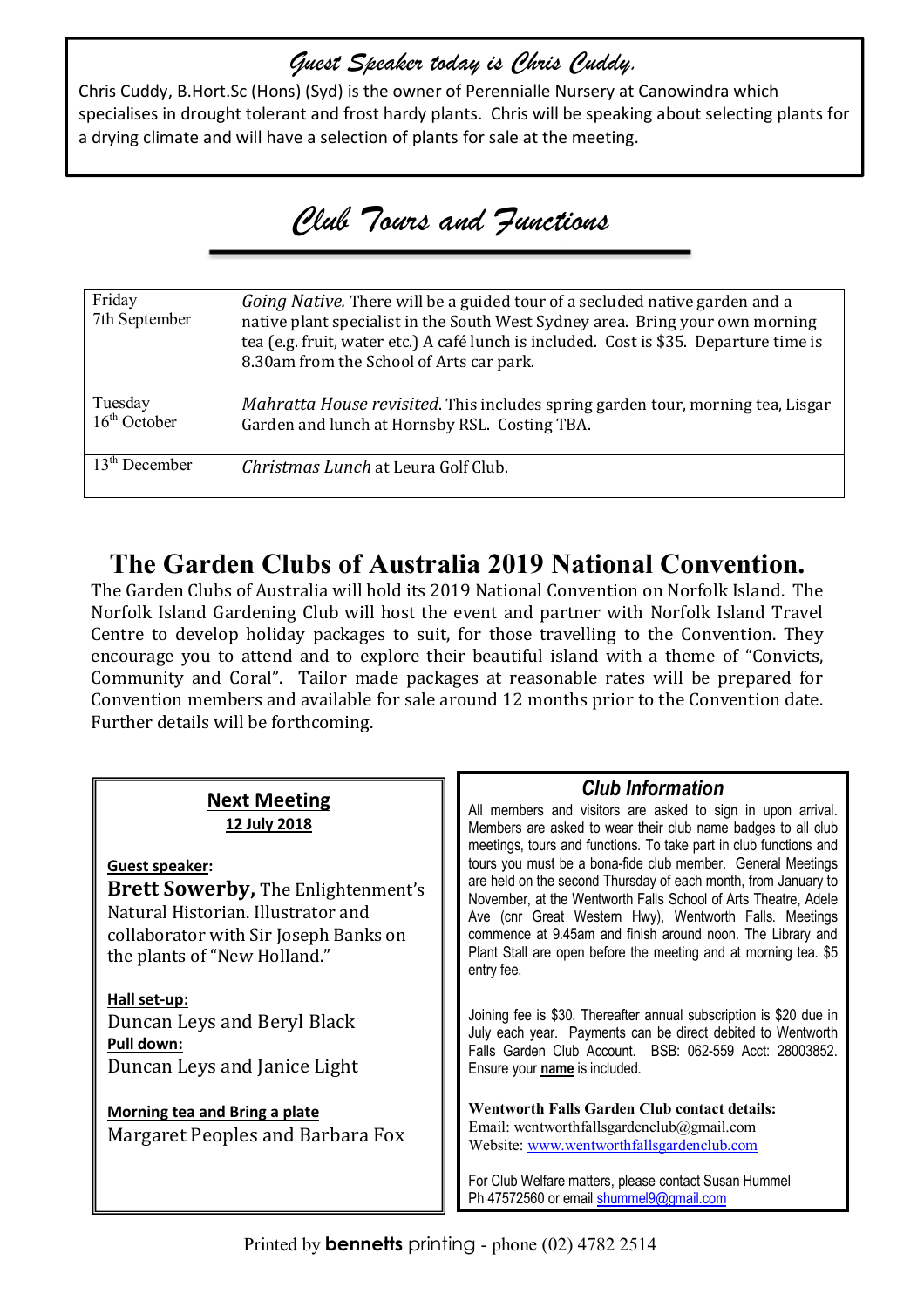## *Guest Speaker today is Chris Cuddy.*

Chris Cuddy, B.Hort.Sc (Hons) (Syd) is the owner of Perennialle Nursery at Canowindra which specialises in drought tolerant and frost hardy plants. Chris will be speaking about selecting plants for a drying climate and will have a selection of plants for sale at the meeting.

# *Club Tours and Functions*

| | |
|---|---|
| Friday 7th September | *Going Native.* There will be a guided tour of a secluded native garden and a native plant specialist in the South West Sydney area. Bring your own morning tea (e.g. fruit, water etc.) A café lunch is included. Cost is $35. Departure time is 8.30am from the School of Arts car park. |
| Tuesday 16th October | *Mahratta House revisited.* This includes spring garden tour, morning tea, Lisgar Garden and lunch at Hornsby RSL. Costing TBA. |
| 13th December | *Christmas Lunch* at Leura Golf Club. |

# The Garden Clubs of Australia 2019 National Convention.

The Garden Clubs of Australia will hold its 2019 National Convention on Norfolk Island. The Norfolk Island Gardening Club will host the event and partner with Norfolk Island Travel Centre to develop holiday packages to suit, for those travelling to the Convention. They encourage you to attend and to explore their beautiful island with a theme of "Convicts, Community and Coral". Tailor made packages at reasonable rates will be prepared for Convention members and available for sale around 12 months prior to the Convention date. Further details will be forthcoming.

## Next Meeting

**12 July 2018**

**Guest speaker:**
**Brett Sowerby,** The Enlightenment's Natural Historian. Illustrator and collaborator with Sir Joseph Banks on the plants of "New Holland."

**Hall set-up:**
Duncan Leys and Beryl Black

**Pull down:**
Duncan Leys and Janice Light

**Morning tea and Bring a plate**
Margaret Peoples and Barbara Fox

## *Club Information*

All members and visitors are asked to sign in upon arrival. Members are asked to wear their club name badges to all club meetings, tours and functions. To take part in club functions and tours you must be a bona-fide club member. General Meetings are held on the second Thursday of each month, from January to November, at the Wentworth Falls School of Arts Theatre, Adele Ave (cnr Great Western Hwy), Wentworth Falls. Meetings commence at 9.45am and finish around noon. The Library and Plant Stall are open before the meeting and at morning tea. $5 entry fee.

Joining fee is $30. Thereafter annual subscription is $20 due in July each year. Payments can be direct debited to Wentworth Falls Garden Club Account. BSB: 062-559 Acct: 28003852. Ensure your **name** is included.

**Wentworth Falls Garden Club contact details:**
Email: wentworthfallsgardenclub@gmail.com
Website: www.wentworthfallsgardenclub.com

For Club Welfare matters, please contact Susan Hummel
Ph 47572560 or email shummel9@gmail.com

Printed by **bennetts** printing - phone (02) 4782 2514